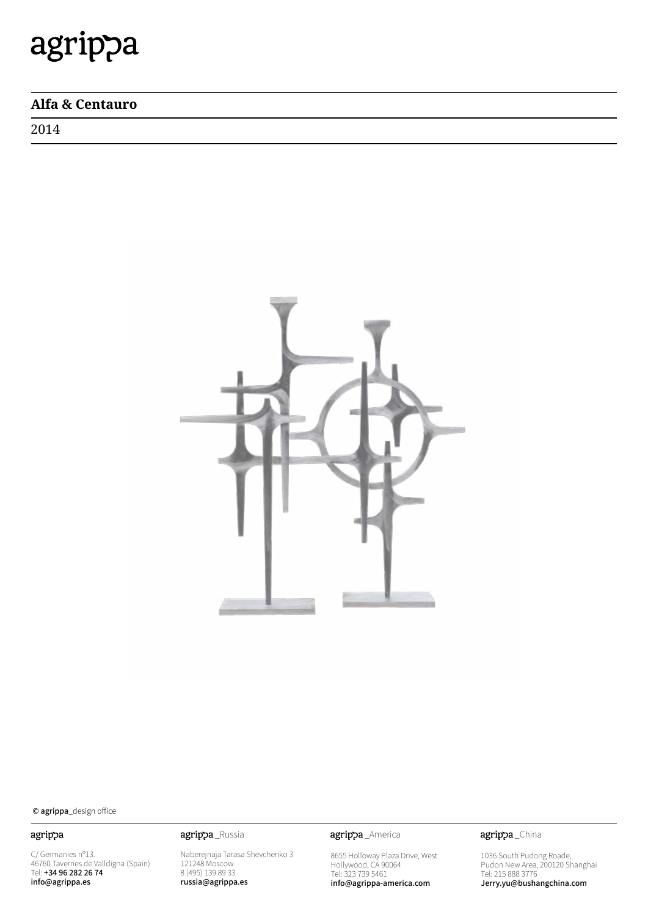agrippa

## Alfa & Centauro

2014

© agrippa_design office

agrippa

C/ Germanies nº13.
46760 Tavernes de Valldigna (Spain)
Tel: +34 96 282 26 74
info@agrippa.es

agrippa _Russia

Naberejnaja Tarasa Shevchenko 3
121248 Moscow
8 (495) 139 89 33
russia@agrippa.es

agrippa _America

8655 Holloway Plaza Drive, West
Hollywood, CA 90064
Tel: 323 739 5461
info@agrippa-america.com

agrippa _China

1036 South Pudong Roade,
Pudon New Area, 200120 Shanghai
Tel: 215 888 3776
Jerry.yu@bushangchina.com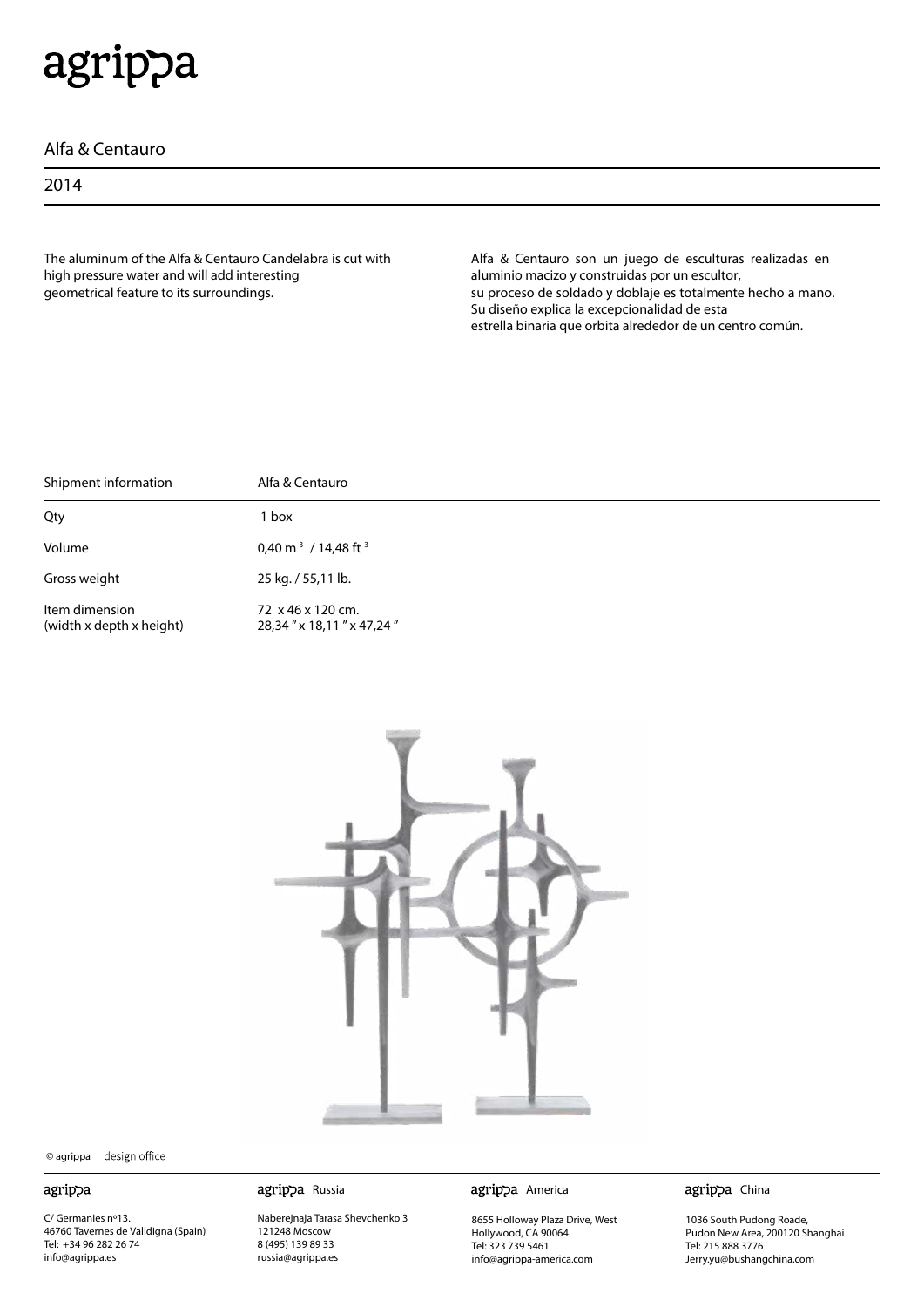# agrippa

## Alfa & Centauro

2014

The aluminum of the Alfa & Centauro Candelabra is cut with high pressure water and will add interesting geometrical feature to its surroundings.

Alfa & Centauro son un juego de esculturas realizadas en aluminio macizo y construidas por un escultor, su proceso de soldado y doblaje es totalmente hecho a mano. Su diseño explica la excepcionalidad de esta estrella binaria que orbita alrededor de un centro común.

| Shipment information | Alfa & Centauro |
|---|---|
| Qty | 1 box |
| Volume | 0,40 $m^3$ / 14,48 $ft^3$ |
| Gross weight | 25 kg. / 55,11 lb. |
| Item dimension (width x depth x height) | 72 x 46 x 120 cm. 28,34 " x 18,11 " x 47,24 " |

© agrippa _design office

**agrippa**
C/ Germanies nº13.
46760 Tavernes de Valldigna (Spain)
Tel: +34 96 282 26 74
info@agrippa.es

**agrippa _Russia**
Naberejnaja Tarasa Shevchenko 3
121248 Moscow
8 (495) 139 89 33
russia@agrippa.es

**agrippa _America**
8655 Holloway Plaza Drive, West
Hollywood, CA 90064
Tel: 323 739 5461
info@agrippa-america.com

**agrippa _China**
1036 South Pudong Roade,
Pudon New Area, 200120 Shanghai
Tel: 215 888 3776
Jerry.yu@bushangchina.com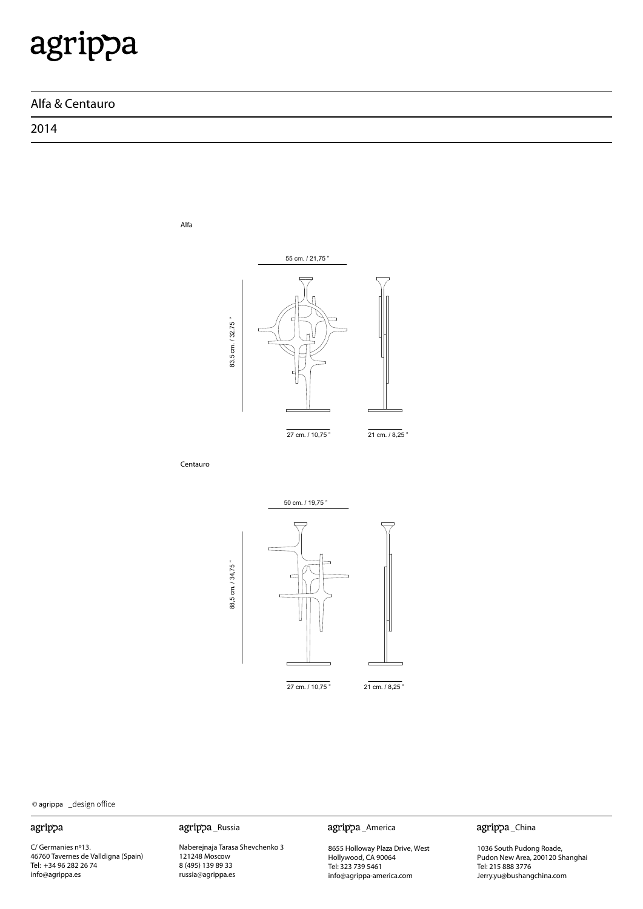# agrippa

## Alfa & Centauro

## 2014

Alfa

55 cm. / 21,75 "

83,5 cm. / 32,75 "

27 cm. / 10,75 "

21 cm. / 8,25 "

Centauro

50 cm. / 19,75 "

88,5 cm. / 34,75 "

27 cm. / 10,75 "

21 cm. / 8,25 "

© agrippa _design office

**agrippa**

C/ Germanies nº13.
46760 Tavernes de Valldigna (Spain)
Tel: +34 96 282 26 74
info@agrippa.es

**agrippa _Russia**

Naberejnaja Tarasa Shevchenko 3
121248 Moscow
8 (495) 139 89 33
russia@agrippa.es

**agrippa _America**

8655 Holloway Plaza Drive, West
Hollywood, CA 90064
Tel: 323 739 5461
info@agrippa-america.com

**agrippa _China**

1036 South Pudong Roade,
Pudon New Area, 200120 Shanghai
Tel: 215 888 3776
Jerry.yu@bushangchina.com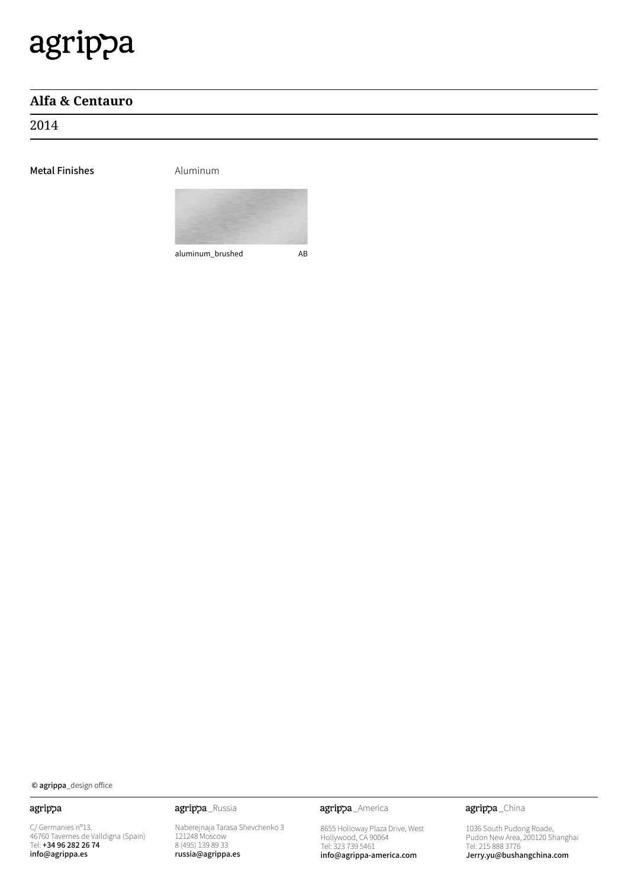# agrippa

## Alfa & Centauro

2014

**Metal Finishes**

Aluminum

aluminum_brushed AB

© **agrippa**_design office

**agrippa**

C/ Germanies nº13.
46760 Tavernes de Valldigna (Spain)
Tel: **+34 96 282 26 74**
**info@agrippa.es**

**agrippa** _Russia

Naberejnaja Tarasa Shevchenko 3
121248 Moscow
8 (495) 139 89 33
**russia@agrippa.es**

**agrippa** _America

8655 Holloway Plaza Drive, West Hollywood, CA 90064
Tel: 323 739 5461
**info@agrippa-america.com**

**agrippa** _China

1036 South Pudong Roade,
Pudon New Area, 200120 Shanghai
Tel: 215 888 3776
**Jerry.yu@bushangchina.com**